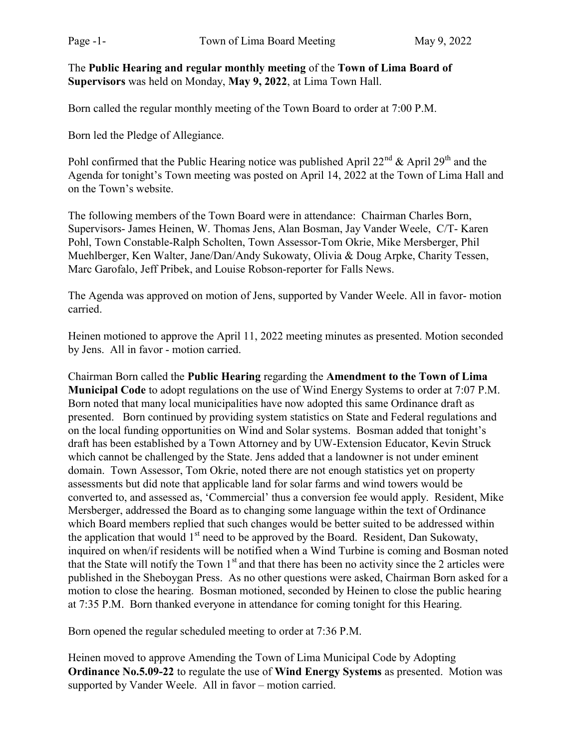The **Public Hearing and regular monthly meeting** of the **Town of Lima Board of Supervisors** was held on Monday, **May 9, 2022**, at Lima Town Hall.

Born called the regular monthly meeting of the Town Board to order at 7:00 P.M.

Born led the Pledge of Allegiance.

Pohl confirmed that the Public Hearing notice was published April 22nd & April 29th and the Agenda for tonight's Town meeting was posted on April 14, 2022 at the Town of Lima Hall and on the Town's website.

The following members of the Town Board were in attendance: Chairman Charles Born, Supervisors- James Heinen, W. Thomas Jens, Alan Bosman, Jay Vander Weele, C/T- Karen Pohl, Town Constable-Ralph Scholten, Town Assessor-Tom Okrie, Mike Mersberger, Phil Muehlberger, Ken Walter, Jane/Dan/Andy Sukowaty, Olivia & Doug Arpke, Charity Tessen, Marc Garofalo, Jeff Pribek, and Louise Robson-reporter for Falls News.

The Agenda was approved on motion of Jens, supported by Vander Weele. All in favor- motion carried.

Heinen motioned to approve the April 11, 2022 meeting minutes as presented. Motion seconded by Jens. All in favor - motion carried.

Chairman Born called the **Public Hearing** regarding the **Amendment to the Town of Lima Municipal Code** to adopt regulations on the use of Wind Energy Systems to order at 7:07 P.M. Born noted that many local municipalities have now adopted this same Ordinance draft as presented. Born continued by providing system statistics on State and Federal regulations and on the local funding opportunities on Wind and Solar systems. Bosman added that tonight's draft has been established by a Town Attorney and by UW-Extension Educator, Kevin Struck which cannot be challenged by the State. Jens added that a landowner is not under eminent domain. Town Assessor, Tom Okrie, noted there are not enough statistics yet on property assessments but did note that applicable land for solar farms and wind towers would be converted to, and assessed as, 'Commercial' thus a conversion fee would apply. Resident, Mike Mersberger, addressed the Board as to changing some language within the text of Ordinance which Board members replied that such changes would be better suited to be addressed within the application that would 1st need to be approved by the Board. Resident, Dan Sukowaty, inquired on when/if residents will be notified when a Wind Turbine is coming and Bosman noted that the State will notify the Town 1st and that there has been no activity since the 2 articles were published in the Sheboygan Press. As no other questions were asked, Chairman Born asked for a motion to close the hearing. Bosman motioned, seconded by Heinen to close the public hearing at 7:35 P.M. Born thanked everyone in attendance for coming tonight for this Hearing.

Born opened the regular scheduled meeting to order at 7:36 P.M.

Heinen moved to approve Amending the Town of Lima Municipal Code by Adopting **Ordinance No.5.09-22** to regulate the use of **Wind Energy Systems** as presented. Motion was supported by Vander Weele. All in favor – motion carried.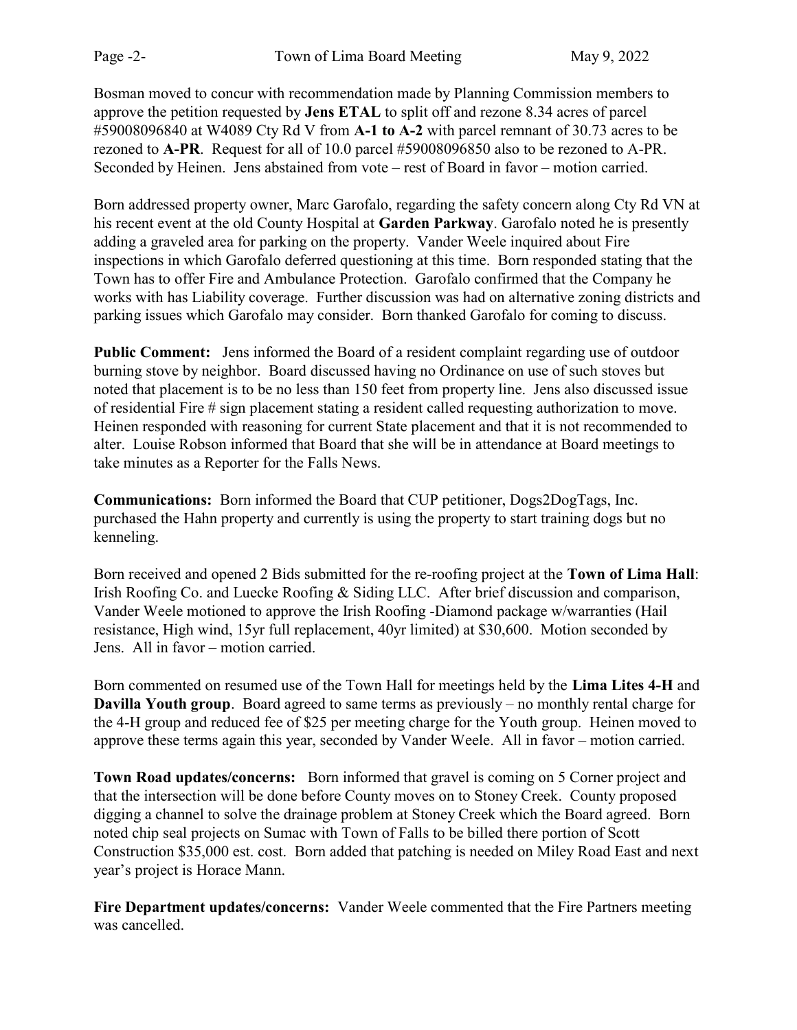Bosman moved to concur with recommendation made by Planning Commission members to approve the petition requested by **Jens ETAL** to split off and rezone 8.34 acres of parcel #59008096840 at W4089 Cty Rd V from **A-1 to A-2** with parcel remnant of 30.73 acres to be rezoned to **A-PR**. Request for all of 10.0 parcel #59008096850 also to be rezoned to A-PR. Seconded by Heinen. Jens abstained from vote – rest of Board in favor – motion carried.

Born addressed property owner, Marc Garofalo, regarding the safety concern along Cty Rd VN at his recent event at the old County Hospital at **Garden Parkway**. Garofalo noted he is presently adding a graveled area for parking on the property. Vander Weele inquired about Fire inspections in which Garofalo deferred questioning at this time. Born responded stating that the Town has to offer Fire and Ambulance Protection. Garofalo confirmed that the Company he works with has Liability coverage. Further discussion was had on alternative zoning districts and parking issues which Garofalo may consider. Born thanked Garofalo for coming to discuss.

**Public Comment:** Jens informed the Board of a resident complaint regarding use of outdoor burning stove by neighbor. Board discussed having no Ordinance on use of such stoves but noted that placement is to be no less than 150 feet from property line. Jens also discussed issue of residential Fire # sign placement stating a resident called requesting authorization to move. Heinen responded with reasoning for current State placement and that it is not recommended to alter. Louise Robson informed that Board that she will be in attendance at Board meetings to take minutes as a Reporter for the Falls News.

**Communications:** Born informed the Board that CUP petitioner, Dogs2DogTags, Inc. purchased the Hahn property and currently is using the property to start training dogs but no kenneling.

Born received and opened 2 Bids submitted for the re-roofing project at the **Town of Lima Hall**: Irish Roofing Co. and Luecke Roofing & Siding LLC. After brief discussion and comparison, Vander Weele motioned to approve the Irish Roofing -Diamond package w/warranties (Hail resistance, High wind, 15yr full replacement, 40yr limited) at $30,600. Motion seconded by Jens. All in favor – motion carried.

Born commented on resumed use of the Town Hall for meetings held by the **Lima Lites 4-H** and **Davilla Youth group**. Board agreed to same terms as previously – no monthly rental charge for the 4-H group and reduced fee of $25 per meeting charge for the Youth group. Heinen moved to approve these terms again this year, seconded by Vander Weele. All in favor – motion carried.

**Town Road updates/concerns:** Born informed that gravel is coming on 5 Corner project and that the intersection will be done before County moves on to Stoney Creek. County proposed digging a channel to solve the drainage problem at Stoney Creek which the Board agreed. Born noted chip seal projects on Sumac with Town of Falls to be billed there portion of Scott Construction $35,000 est. cost. Born added that patching is needed on Miley Road East and next year's project is Horace Mann.

**Fire Department updates/concerns:** Vander Weele commented that the Fire Partners meeting was cancelled.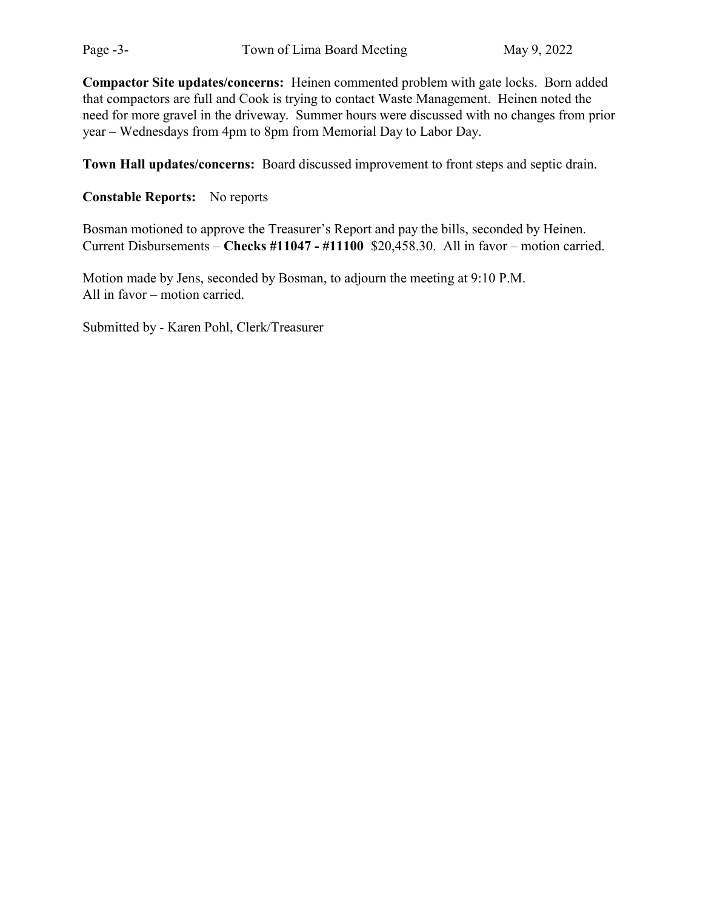**Compactor Site updates/concerns:** Heinen commented problem with gate locks. Born added that compactors are full and Cook is trying to contact Waste Management. Heinen noted the need for more gravel in the driveway. Summer hours were discussed with no changes from prior year – Wednesdays from 4pm to 8pm from Memorial Day to Labor Day.

**Town Hall updates/concerns:** Board discussed improvement to front steps and septic drain.

**Constable Reports:** No reports

Bosman motioned to approve the Treasurer's Report and pay the bills, seconded by Heinen. Current Disbursements – **Checks #11047 - #11100** $20,458.30. All in favor – motion carried.

Motion made by Jens, seconded by Bosman, to adjourn the meeting at 9:10 P.M.
All in favor – motion carried.

Submitted by - Karen Pohl, Clerk/Treasurer